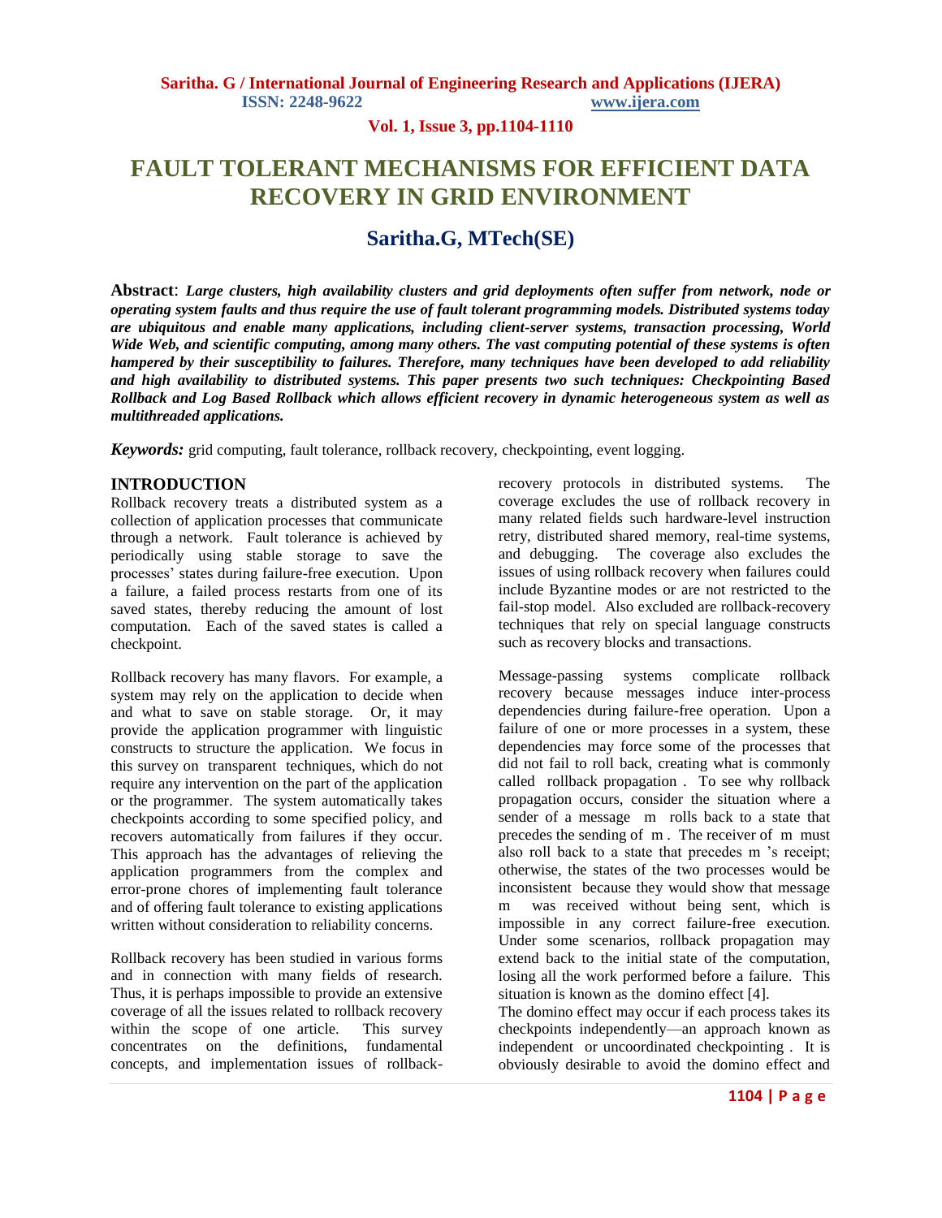# FAULT TOLERANT MECHANISMS FOR EFFICIENT DATA RECOVERY IN GRID ENVIRONMENT

## Saritha.G, MTech(SE)

**Abstract**: ***Large clusters, high availability clusters and grid deployments often suffer from network, node or operating system faults and thus require the use of fault tolerant programming models. Distributed systems today are ubiquitous and enable many applications, including client-server systems, transaction processing, World Wide Web, and scientific computing, among many others. The vast computing potential of these systems is often hampered by their susceptibility to failures. Therefore, many techniques have been developed to add reliability and high availability to distributed systems. This paper presents two such techniques: Checkpointing Based Rollback and Log Based Rollback which allows efficient recovery in dynamic heterogeneous system as well as multithreaded applications.***

***Keywords:*** grid computing, fault tolerance, rollback recovery, checkpointing, event logging.

## INTRODUCTION

Rollback recovery treats a distributed system as a collection of application processes that communicate through a network. Fault tolerance is achieved by periodically using stable storage to save the processes' states during failure-free execution. Upon a failure, a failed process restarts from one of its saved states, thereby reducing the amount of lost computation. Each of the saved states is called a checkpoint.

Rollback recovery has many flavors. For example, a system may rely on the application to decide when and what to save on stable storage. Or, it may provide the application programmer with linguistic constructs to structure the application. We focus in this survey on transparent techniques, which do not require any intervention on the part of the application or the programmer. The system automatically takes checkpoints according to some specified policy, and recovers automatically from failures if they occur. This approach has the advantages of relieving the application programmers from the complex and error-prone chores of implementing fault tolerance and of offering fault tolerance to existing applications written without consideration to reliability concerns.

Rollback recovery has been studied in various forms and in connection with many fields of research. Thus, it is perhaps impossible to provide an extensive coverage of all the issues related to rollback recovery within the scope of one article. This survey concentrates on the definitions, fundamental concepts, and implementation issues of rollback-recovery protocols in distributed systems. The coverage excludes the use of rollback recovery in many related fields such hardware-level instruction retry, distributed shared memory, real-time systems, and debugging. The coverage also excludes the issues of using rollback recovery when failures could include Byzantine modes or are not restricted to the fail-stop model. Also excluded are rollback-recovery techniques that rely on special language constructs such as recovery blocks and transactions.

Message-passing systems complicate rollback recovery because messages induce inter-process dependencies during failure-free operation. Upon a failure of one or more processes in a system, these dependencies may force some of the processes that did not fail to roll back, creating what is commonly called rollback propagation . To see why rollback propagation occurs, consider the situation where a sender of a message m rolls back to a state that precedes the sending of m . The receiver of m must also roll back to a state that precedes m 's receipt; otherwise, the states of the two processes would be inconsistent because they would show that message m was received without being sent, which is impossible in any correct failure-free execution. Under some scenarios, rollback propagation may extend back to the initial state of the computation, losing all the work performed before a failure. This situation is known as the domino effect [4].

The domino effect may occur if each process takes its checkpoints independently—an approach known as independent or uncoordinated checkpointing . It is obviously desirable to avoid the domino effect and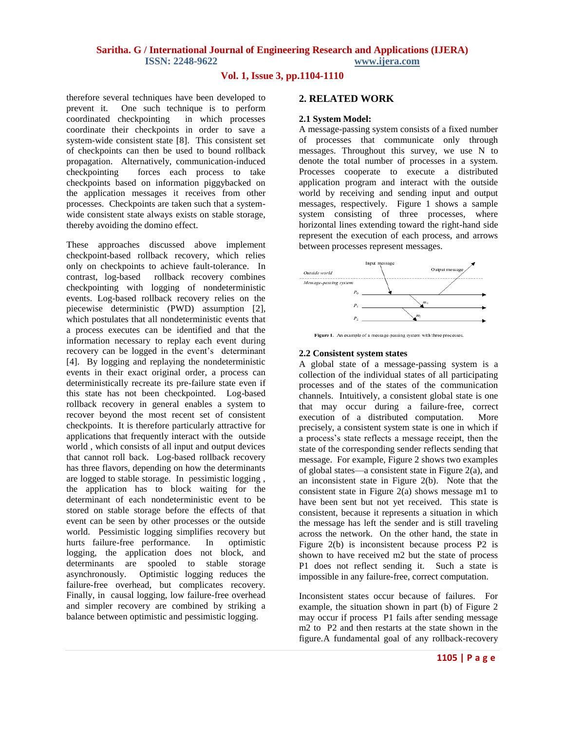therefore several techniques have been developed to prevent it. One such technique is to perform coordinated checkpointing in which processes coordinate their checkpoints in order to save a system-wide consistent state [8]. This consistent set of checkpoints can then be used to bound rollback propagation. Alternatively, communication-induced checkpointing forces each process to take checkpoints based on information piggybacked on the application messages it receives from other processes. Checkpoints are taken such that a system-wide consistent state always exists on stable storage, thereby avoiding the domino effect.

These approaches discussed above implement checkpoint-based rollback recovery, which relies only on checkpoints to achieve fault-tolerance. In contrast, log-based rollback recovery combines checkpointing with logging of nondeterministic events. Log-based rollback recovery relies on the piecewise deterministic (PWD) assumption [2], which postulates that all nondeterministic events that a process executes can be identified and that the information necessary to replay each event during recovery can be logged in the event's determinant [4]. By logging and replaying the nondeterministic events in their exact original order, a process can deterministically recreate its pre-failure state even if this state has not been checkpointed. Log-based rollback recovery in general enables a system to recover beyond the most recent set of consistent checkpoints. It is therefore particularly attractive for applications that frequently interact with the outside world , which consists of all input and output devices that cannot roll back. Log-based rollback recovery has three flavors, depending on how the determinants are logged to stable storage. In pessimistic logging , the application has to block waiting for the determinant of each nondeterministic event to be stored on stable storage before the effects of that event can be seen by other processes or the outside world. Pessimistic logging simplifies recovery but hurts failure-free performance. In optimistic logging, the application does not block, and determinants are spooled to stable storage asynchronously. Optimistic logging reduces the failure-free overhead, but complicates recovery. Finally, in causal logging, low failure-free overhead and simpler recovery are combined by striking a balance between optimistic and pessimistic logging.

## 2. RELATED WORK

### 2.1 System Model:

A message-passing system consists of a fixed number of processes that communicate only through messages. Throughout this survey, we use N to denote the total number of processes in a system. Processes cooperate to execute a distributed application program and interact with the outside world by receiving and sending input and output messages, respectively. Figure 1 shows a sample system consisting of three processes, where horizontal lines extending toward the right-hand side represent the execution of each process, and arrows between processes represent messages.

Figure 1. An example of a message-passing system with three processes.

### 2.2 Consistent system states

A global state of a message-passing system is a collection of the individual states of all participating processes and of the states of the communication channels. Intuitively, a consistent global state is one that may occur during a failure-free, correct execution of a distributed computation. More precisely, a consistent system state is one in which if a process's state reflects a message receipt, then the state of the corresponding sender reflects sending that message. For example, Figure 2 shows two examples of global states—a consistent state in Figure 2(a), and an inconsistent state in Figure 2(b). Note that the consistent state in Figure 2(a) shows message m1 to have been sent but not yet received. This state is consistent, because it represents a situation in which the message has left the sender and is still traveling across the network. On the other hand, the state in Figure 2(b) is inconsistent because process P2 is shown to have received m2 but the state of process P1 does not reflect sending it. Such a state is impossible in any failure-free, correct computation.

Inconsistent states occur because of failures. For example, the situation shown in part (b) of Figure 2 may occur if process P1 fails after sending message m2 to P2 and then restarts at the state shown in the figure.A fundamental goal of any rollback-recovery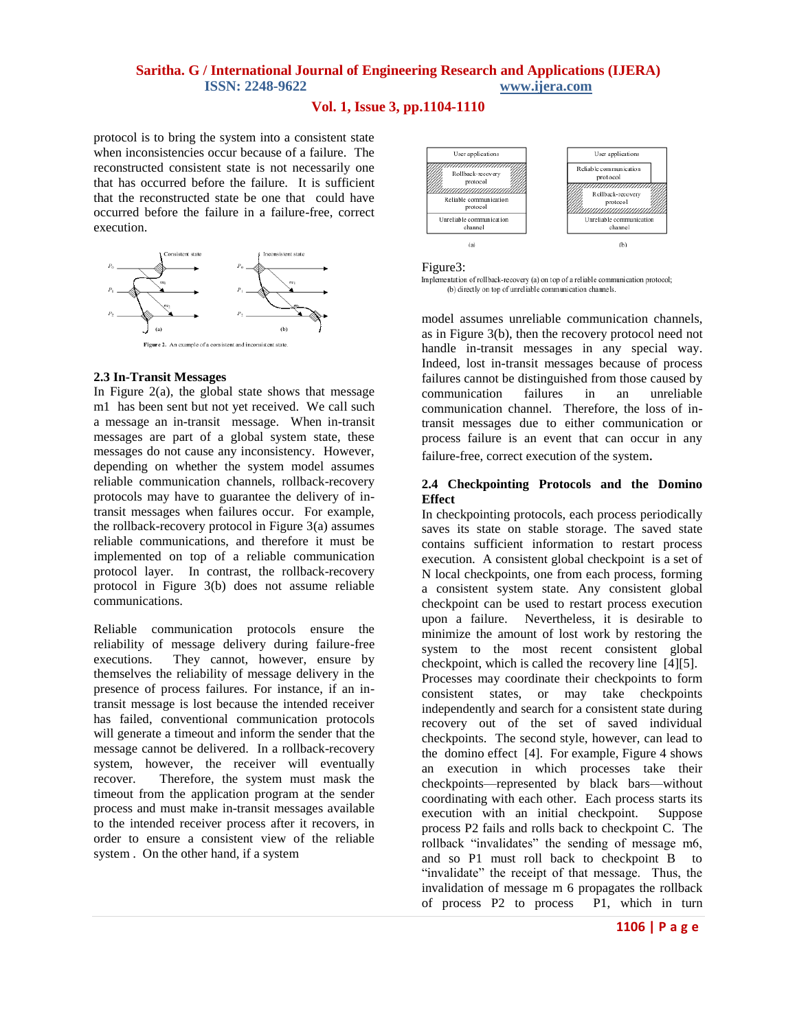protocol is to bring the system into a consistent state when inconsistencies occur because of a failure. The reconstructed consistent state is not necessarily one that has occurred before the failure. It is sufficient that the reconstructed state be one that could have occurred before the failure in a failure-free, correct execution.

Figure 2. An example of a consistent and inconsistent state.

### 2.3 In-Transit Messages

In Figure 2(a), the global state shows that message m1 has been sent but not yet received. We call such a message an in-transit message. When in-transit messages are part of a global system state, these messages do not cause any inconsistency. However, depending on whether the system model assumes reliable communication channels, rollback-recovery protocols may have to guarantee the delivery of in-transit messages when failures occur. For example, the rollback-recovery protocol in Figure 3(a) assumes reliable communications, and therefore it must be implemented on top of a reliable communication protocol layer. In contrast, the rollback-recovery protocol in Figure 3(b) does not assume reliable communications.

Reliable communication protocols ensure the reliability of message delivery during failure-free executions. They cannot, however, ensure by themselves the reliability of message delivery in the presence of process failures. For instance, if an in-transit message is lost because the intended receiver has failed, conventional communication protocols will generate a timeout and inform the sender that the message cannot be delivered. In a rollback-recovery system, however, the receiver will eventually recover. Therefore, the system must mask the timeout from the application program at the sender process and must make in-transit messages available to the intended receiver process after it recovers, in order to ensure a consistent view of the reliable system . On the other hand, if a system

Figure3:
Implementation of rollback-recovery (a) on top of a reliable communication protocol; (b) directly on top of unreliable communication channels.

model assumes unreliable communication channels, as in Figure 3(b), then the recovery protocol need not handle in-transit messages in any special way. Indeed, lost in-transit messages because of process failures cannot be distinguished from those caused by communication failures in an unreliable communication channel. Therefore, the loss of in-transit messages due to either communication or process failure is an event that can occur in any failure-free, correct execution of the system.

### 2.4 Checkpointing Protocols and the Domino Effect

In checkpointing protocols, each process periodically saves its state on stable storage. The saved state contains sufficient information to restart process execution. A consistent global checkpoint is a set of N local checkpoints, one from each process, forming a consistent system state. Any consistent global checkpoint can be used to restart process execution upon a failure. Nevertheless, it is desirable to minimize the amount of lost work by restoring the system to the most recent consistent global checkpoint, which is called the recovery line [4][5]. Processes may coordinate their checkpoints to form consistent states, or may take checkpoints independently and search for a consistent state during recovery out of the set of saved individual checkpoints. The second style, however, can lead to the domino effect [4]. For example, Figure 4 shows an execution in which processes take their checkpoints—represented by black bars—without coordinating with each other. Each process starts its execution with an initial checkpoint. Suppose process P2 fails and rolls back to checkpoint C. The rollback "invalidates" the sending of message m6, and so P1 must roll back to checkpoint B to "invalidate" the receipt of that message. Thus, the invalidation of message m 6 propagates the rollback of process P2 to process P1, which in turn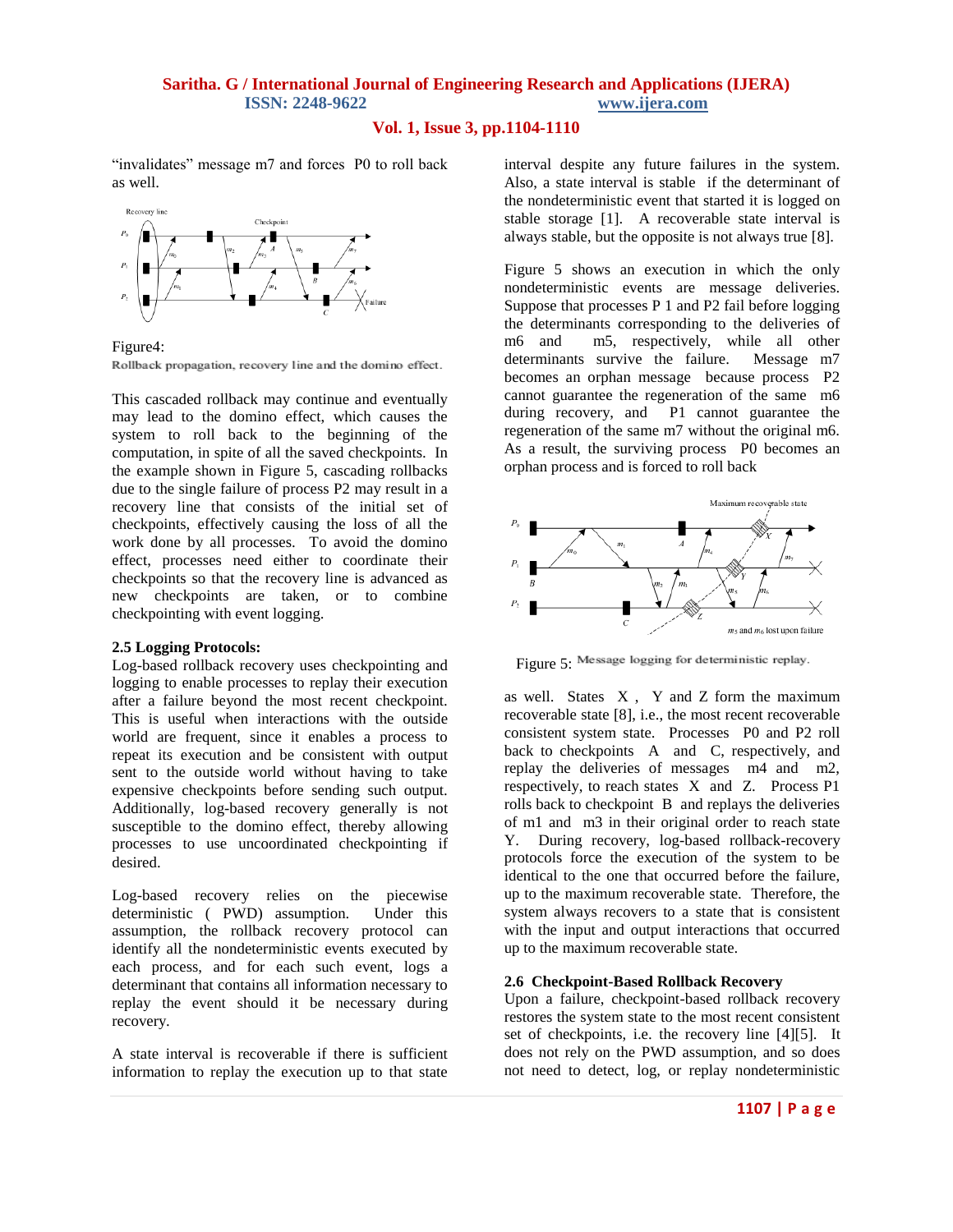"invalidates" message m7 and forces P0 to roll back as well.

Figure4:
Rollback propagation, recovery line and the domino effect.

This cascaded rollback may continue and eventually may lead to the domino effect, which causes the system to roll back to the beginning of the computation, in spite of all the saved checkpoints. In the example shown in Figure 5, cascading rollbacks due to the single failure of process P2 may result in a recovery line that consists of the initial set of checkpoints, effectively causing the loss of all the work done by all processes. To avoid the domino effect, processes need either to coordinate their checkpoints so that the recovery line is advanced as new checkpoints are taken, or to combine checkpointing with event logging.

### 2.5 Logging Protocols:

Log-based rollback recovery uses checkpointing and logging to enable processes to replay their execution after a failure beyond the most recent checkpoint. This is useful when interactions with the outside world are frequent, since it enables a process to repeat its execution and be consistent with output sent to the outside world without having to take expensive checkpoints before sending such output. Additionally, log-based recovery generally is not susceptible to the domino effect, thereby allowing processes to use uncoordinated checkpointing if desired.

Log-based recovery relies on the piecewise deterministic ( PWD) assumption. Under this assumption, the rollback recovery protocol can identify all the nondeterministic events executed by each process, and for each such event, logs a determinant that contains all information necessary to replay the event should it be necessary during recovery.

A state interval is recoverable if there is sufficient information to replay the execution up to that state interval despite any future failures in the system. Also, a state interval is stable if the determinant of the nondeterministic event that started it is logged on stable storage [1]. A recoverable state interval is always stable, but the opposite is not always true [8].

Figure 5 shows an execution in which the only nondeterministic events are message deliveries. Suppose that processes P 1 and P2 fail before logging the determinants corresponding to the deliveries of m6 and m5, respectively, while all other determinants survive the failure. Message m7 becomes an orphan message because process P2 cannot guarantee the regeneration of the same m6 during recovery, and P1 cannot guarantee the regeneration of the same m7 without the original m6. As a result, the surviving process P0 becomes an orphan process and is forced to roll back

Figure 5: Message logging for deterministic replay.

as well. States X , Y and Z form the maximum recoverable state [8], i.e., the most recent recoverable consistent system state. Processes P0 and P2 roll back to checkpoints A and C, respectively, and replay the deliveries of messages m4 and m2, respectively, to reach states X and Z. Process P1 rolls back to checkpoint B and replays the deliveries of m1 and m3 in their original order to reach state Y. During recovery, log-based rollback-recovery protocols force the execution of the system to be identical to the one that occurred before the failure, up to the maximum recoverable state. Therefore, the system always recovers to a state that is consistent with the input and output interactions that occurred up to the maximum recoverable state.

### 2.6 Checkpoint-Based Rollback Recovery

Upon a failure, checkpoint-based rollback recovery restores the system state to the most recent consistent set of checkpoints, i.e. the recovery line [4][5]. It does not rely on the PWD assumption, and so does not need to detect, log, or replay nondeterministic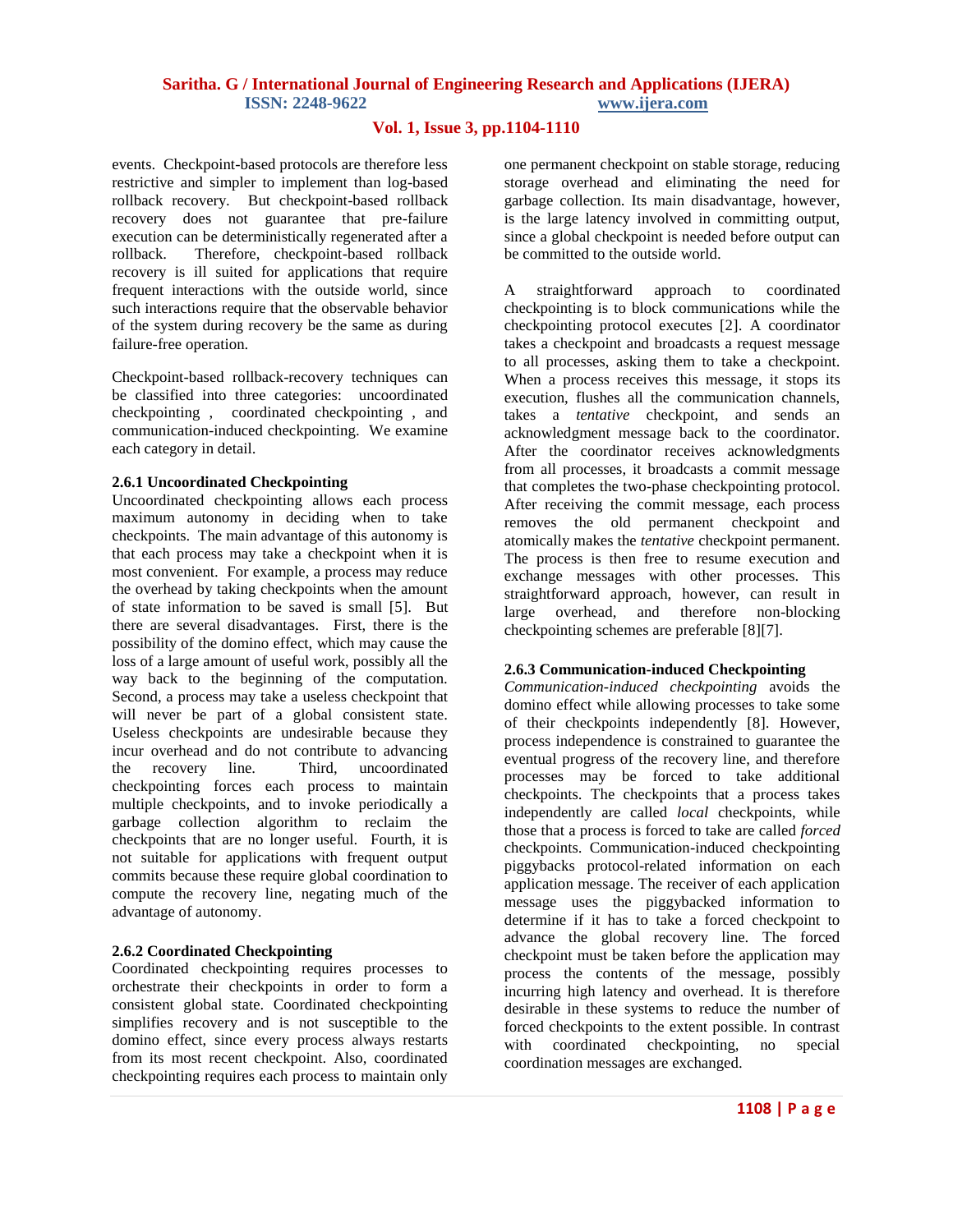events. Checkpoint-based protocols are therefore less restrictive and simpler to implement than log-based rollback recovery. But checkpoint-based rollback recovery does not guarantee that pre-failure execution can be deterministically regenerated after a rollback. Therefore, checkpoint-based rollback recovery is ill suited for applications that require frequent interactions with the outside world, since such interactions require that the observable behavior of the system during recovery be the same as during failure-free operation.

Checkpoint-based rollback-recovery techniques can be classified into three categories: uncoordinated checkpointing , coordinated checkpointing , and communication-induced checkpointing. We examine each category in detail.

### 2.6.1 Uncoordinated Checkpointing

Uncoordinated checkpointing allows each process maximum autonomy in deciding when to take checkpoints. The main advantage of this autonomy is that each process may take a checkpoint when it is most convenient. For example, a process may reduce the overhead by taking checkpoints when the amount of state information to be saved is small [5]. But there are several disadvantages. First, there is the possibility of the domino effect, which may cause the loss of a large amount of useful work, possibly all the way back to the beginning of the computation. Second, a process may take a useless checkpoint that will never be part of a global consistent state. Useless checkpoints are undesirable because they incur overhead and do not contribute to advancing the recovery line. Third, uncoordinated checkpointing forces each process to maintain multiple checkpoints, and to invoke periodically a garbage collection algorithm to reclaim the checkpoints that are no longer useful. Fourth, it is not suitable for applications with frequent output commits because these require global coordination to compute the recovery line, negating much of the advantage of autonomy.

### 2.6.2 Coordinated Checkpointing

Coordinated checkpointing requires processes to orchestrate their checkpoints in order to form a consistent global state. Coordinated checkpointing simplifies recovery and is not susceptible to the domino effect, since every process always restarts from its most recent checkpoint. Also, coordinated checkpointing requires each process to maintain only one permanent checkpoint on stable storage, reducing storage overhead and eliminating the need for garbage collection. Its main disadvantage, however, is the large latency involved in committing output, since a global checkpoint is needed before output can be committed to the outside world.

A straightforward approach to coordinated checkpointing is to block communications while the checkpointing protocol executes [2]. A coordinator takes a checkpoint and broadcasts a request message to all processes, asking them to take a checkpoint. When a process receives this message, it stops its execution, flushes all the communication channels, takes a *tentative* checkpoint, and sends an acknowledgment message back to the coordinator. After the coordinator receives acknowledgments from all processes, it broadcasts a commit message that completes the two-phase checkpointing protocol. After receiving the commit message, each process removes the old permanent checkpoint and atomically makes the *tentative* checkpoint permanent. The process is then free to resume execution and exchange messages with other processes. This straightforward approach, however, can result in large overhead, and therefore non-blocking checkpointing schemes are preferable [8][7].

### 2.6.3 Communication-induced Checkpointing

*Communication-induced checkpointing* avoids the domino effect while allowing processes to take some of their checkpoints independently [8]. However, process independence is constrained to guarantee the eventual progress of the recovery line, and therefore processes may be forced to take additional checkpoints. The checkpoints that a process takes independently are called *local* checkpoints, while those that a process is forced to take are called *forced* checkpoints. Communication-induced checkpointing piggybacks protocol-related information on each application message. The receiver of each application message uses the piggybacked information to determine if it has to take a forced checkpoint to advance the global recovery line. The forced checkpoint must be taken before the application may process the contents of the message, possibly incurring high latency and overhead. It is therefore desirable in these systems to reduce the number of forced checkpoints to the extent possible. In contrast with coordinated checkpointing, no special coordination messages are exchanged.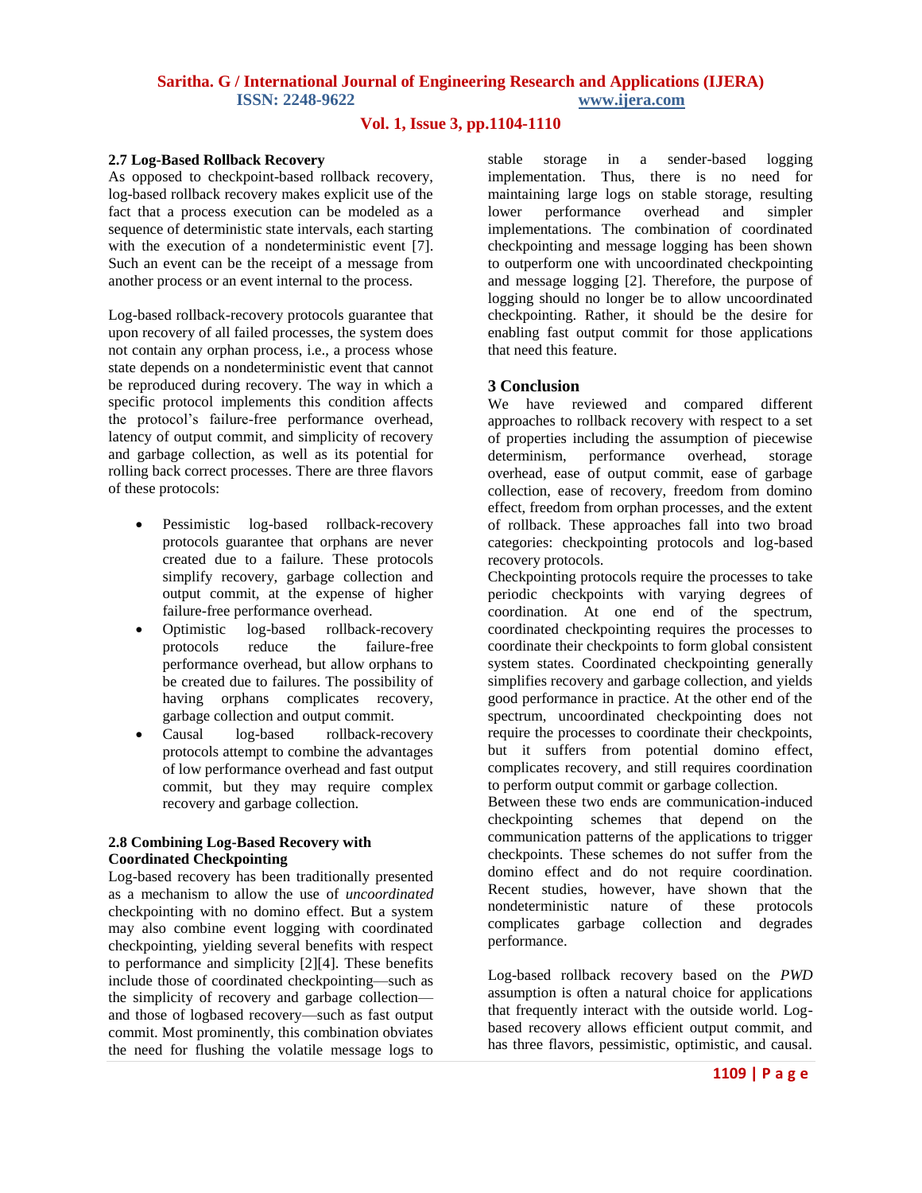### 2.7 Log-Based Rollback Recovery

As opposed to checkpoint-based rollback recovery, log-based rollback recovery makes explicit use of the fact that a process execution can be modeled as a sequence of deterministic state intervals, each starting with the execution of a nondeterministic event [7]. Such an event can be the receipt of a message from another process or an event internal to the process.

Log-based rollback-recovery protocols guarantee that upon recovery of all failed processes, the system does not contain any orphan process, i.e., a process whose state depends on a nondeterministic event that cannot be reproduced during recovery. The way in which a specific protocol implements this condition affects the protocol's failure-free performance overhead, latency of output commit, and simplicity of recovery and garbage collection, as well as its potential for rolling back correct processes. There are three flavors of these protocols:

- Pessimistic log-based rollback-recovery protocols guarantee that orphans are never created due to a failure. These protocols simplify recovery, garbage collection and output commit, at the expense of higher failure-free performance overhead.
- Optimistic log-based rollback-recovery protocols reduce the failure-free performance overhead, but allow orphans to be created due to failures. The possibility of having orphans complicates recovery, garbage collection and output commit.
- Causal log-based rollback-recovery protocols attempt to combine the advantages of low performance overhead and fast output commit, but they may require complex recovery and garbage collection.

### 2.8 Combining Log-Based Recovery with Coordinated Checkpointing

Log-based recovery has been traditionally presented as a mechanism to allow the use of *uncoordinated* checkpointing with no domino effect. But a system may also combine event logging with coordinated checkpointing, yielding several benefits with respect to performance and simplicity [2][4]. These benefits include those of coordinated checkpointing—such as the simplicity of recovery and garbage collection—and those of logbased recovery—such as fast output commit. Most prominently, this combination obviates the need for flushing the volatile message logs to stable storage in a sender-based logging implementation. Thus, there is no need for maintaining large logs on stable storage, resulting lower performance overhead and simpler implementations. The combination of coordinated checkpointing and message logging has been shown to outperform one with uncoordinated checkpointing and message logging [2]. Therefore, the purpose of logging should no longer be to allow uncoordinated checkpointing. Rather, it should be the desire for enabling fast output commit for those applications that need this feature.

## 3 Conclusion

We have reviewed and compared different approaches to rollback recovery with respect to a set of properties including the assumption of piecewise determinism, performance overhead, storage overhead, ease of output commit, ease of garbage collection, ease of recovery, freedom from domino effect, freedom from orphan processes, and the extent of rollback. These approaches fall into two broad categories: checkpointing protocols and log-based recovery protocols.

Checkpointing protocols require the processes to take periodic checkpoints with varying degrees of coordination. At one end of the spectrum, coordinated checkpointing requires the processes to coordinate their checkpoints to form global consistent system states. Coordinated checkpointing generally simplifies recovery and garbage collection, and yields good performance in practice. At the other end of the spectrum, uncoordinated checkpointing does not require the processes to coordinate their checkpoints, but it suffers from potential domino effect, complicates recovery, and still requires coordination to perform output commit or garbage collection.

Between these two ends are communication-induced checkpointing schemes that depend on the communication patterns of the applications to trigger checkpoints. These schemes do not suffer from the domino effect and do not require coordination. Recent studies, however, have shown that the nondeterministic nature of these protocols complicates garbage collection and degrades performance.

Log-based rollback recovery based on the *PWD* assumption is often a natural choice for applications that frequently interact with the outside world. Log-based recovery allows efficient output commit, and has three flavors, pessimistic, optimistic, and causal.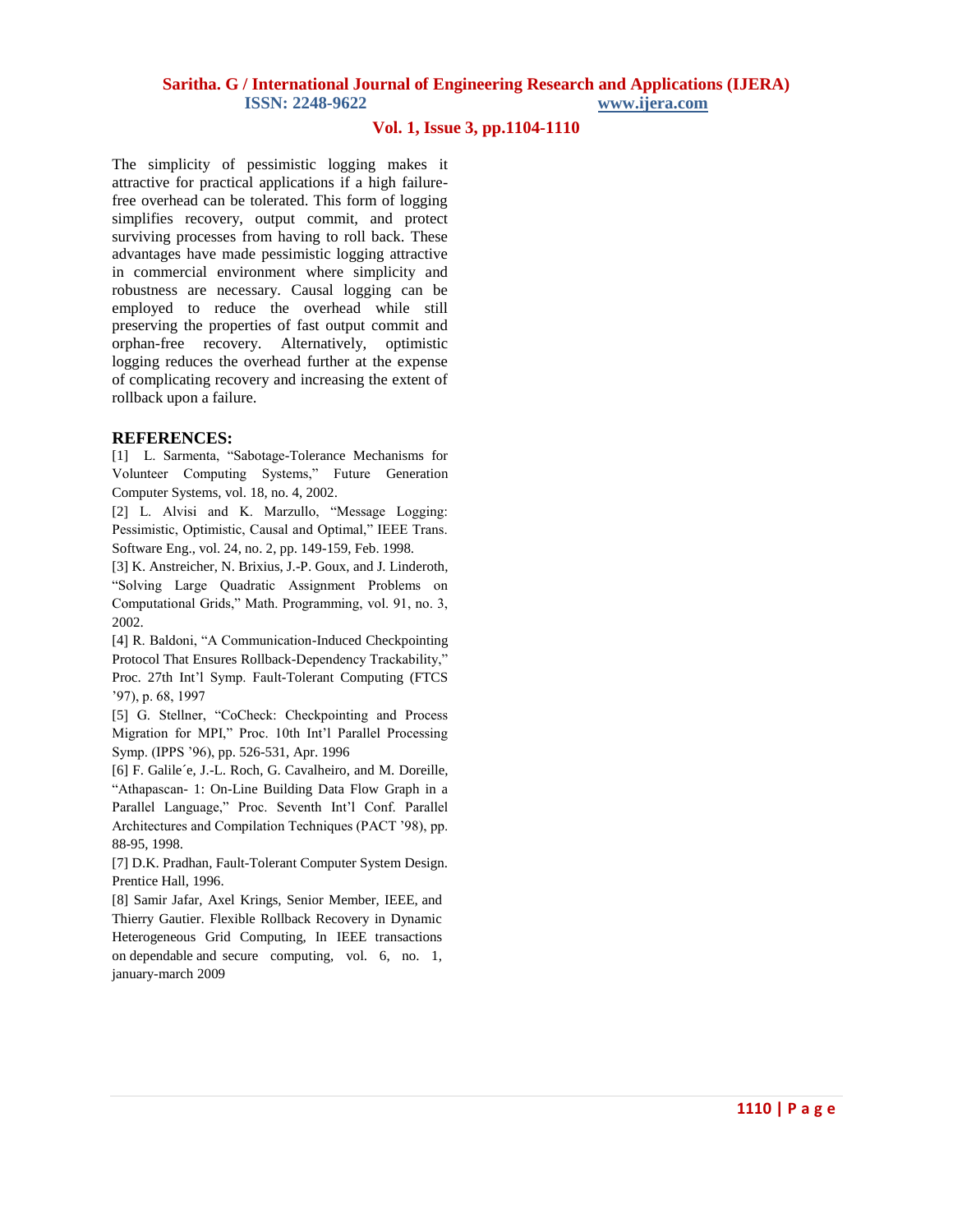The simplicity of pessimistic logging makes it attractive for practical applications if a high failure-free overhead can be tolerated. This form of logging simplifies recovery, output commit, and protect surviving processes from having to roll back. These advantages have made pessimistic logging attractive in commercial environment where simplicity and robustness are necessary. Causal logging can be employed to reduce the overhead while still preserving the properties of fast output commit and orphan-free recovery. Alternatively, optimistic logging reduces the overhead further at the expense of complicating recovery and increasing the extent of rollback upon a failure.

## REFERENCES:

[1] L. Sarmenta, "Sabotage-Tolerance Mechanisms for Volunteer Computing Systems," Future Generation Computer Systems, vol. 18, no. 4, 2002.

[2] L. Alvisi and K. Marzullo, "Message Logging: Pessimistic, Optimistic, Causal and Optimal," IEEE Trans. Software Eng., vol. 24, no. 2, pp. 149-159, Feb. 1998.

[3] K. Anstreicher, N. Brixius, J.-P. Goux, and J. Linderoth, "Solving Large Quadratic Assignment Problems on Computational Grids," Math. Programming, vol. 91, no. 3, 2002.

[4] R. Baldoni, "A Communication-Induced Checkpointing Protocol That Ensures Rollback-Dependency Trackability," Proc. 27th Int'l Symp. Fault-Tolerant Computing (FTCS '97), p. 68, 1997

[5] G. Stellner, "CoCheck: Checkpointing and Process Migration for MPI," Proc. 10th Int'l Parallel Processing Symp. (IPPS '96), pp. 526-531, Apr. 1996

[6] F. Galile´e, J.-L. Roch, G. Cavalheiro, and M. Doreille, "Athapascan- 1: On-Line Building Data Flow Graph in a Parallel Language," Proc. Seventh Int'l Conf. Parallel Architectures and Compilation Techniques (PACT '98), pp. 88-95, 1998.

[7] D.K. Pradhan, Fault-Tolerant Computer System Design. Prentice Hall, 1996.

[8] Samir Jafar, Axel Krings, Senior Member, IEEE, and Thierry Gautier. Flexible Rollback Recovery in Dynamic Heterogeneous Grid Computing, In IEEE transactions on dependable and secure computing, vol. 6, no. 1, january-march 2009